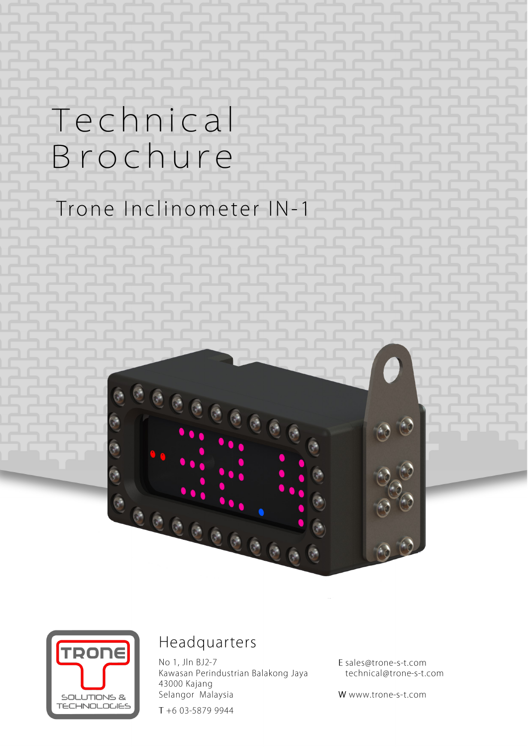# Technical Brochure

## Trone Inclinometer IN-1

TRONE
SOLUTIONS & TECHNOLOGIES

### Headquarters

No 1, Jln BJ2-7
Kawasan Perindustrian Balakong Jaya
43000 Kajang
Selangor Malaysia

T +6 03-5879 9944

E sales@trone-s-t.com
technical@trone-s-t.com

W www.trone-s-t.com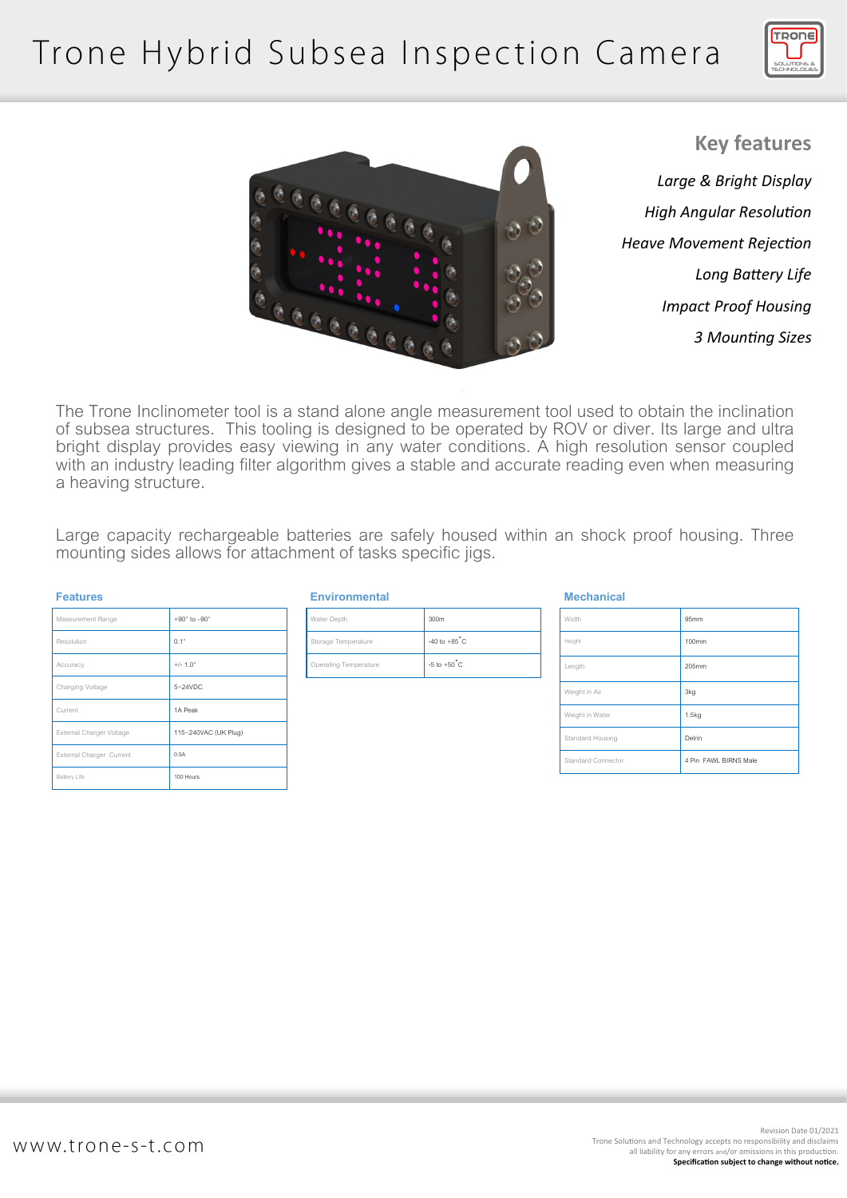# Trone Hybrid Subsea Inspection Camera

## Key features

*Large & Bright Display*

*High Angular Resolution*

*Heave Movement Rejection*

*Long Battery Life*

*Impact Proof Housing*

*3 Mounting Sizes*

The Trone Inclinometer tool is a stand alone angle measurement tool used to obtain the inclination of subsea structures. This tooling is designed to be operated by ROV or diver. Its large and ultra bright display provides easy viewing in any water conditions. A high resolution sensor coupled with an industry leading filter algorithm gives a stable and accurate reading even when measuring a heaving structure.

Large capacity rechargeable batteries are safely housed within an shock proof housing. Three mounting sides allows for attachment of tasks specific jigs.

### Features

| | |
|---|---|
| Measurement Range | +90° to -90° |
| Resolution | 0.1° |
| Accuracy | +/- 1.0° |
| Charging Voltage | 5~24VDC |
| Current | 1A Peak |
| External Charger Voltage | 115~240VAC (UK Plug) |
| External Charger Current | 0.5A |
| Battery Life | 100 Hours |

### Environmental

| | |
|---|---|
| Water Depth | 300m |
| Storage Temperature | -40 to +85°C |
| Operating Temperature | -5 to +50°C |

### Mechanical

| | |
|---|---|
| Width | 95mm |
| Height | 100mm |
| Length | 205mm |
| Weight in Air | 3kg |
| Weight in Water | 1.5kg |
| Standard Housing | Delrin |
| Standard Connector | 4 Pin FAWL BIRNS Male |

www.trone-s-t.com

Revision Date 01/2021
Trone Solutions and Technology accepts no responsibility and disclaims all liability for any errors and/or omissions in this production.
**Specification subject to change without notice.**